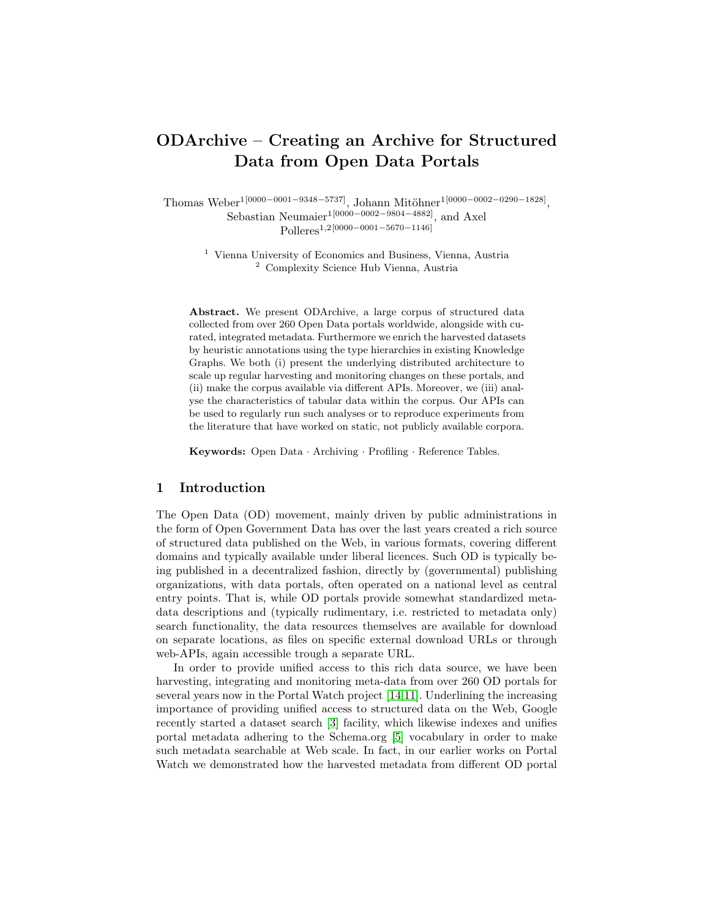# ODArchive – Creating an Archive for Structured Data from Open Data Portals

Thomas Weber[1[0000−0001−9348−5737]], Johann Mitöhner[1[0000−0002−0290−1828]], Sebastian Neumaier[1[0000−0002−9804−4882]], and Axel Polleres[1,2[0000−0001−5670−1146]]

[1] Vienna University of Economics and Business, Vienna, Austria
[2] Complexity Science Hub Vienna, Austria

**Abstract.** We present ODArchive, a large corpus of structured data collected from over 260 Open Data portals worldwide, alongside with curated, integrated metadata. Furthermore we enrich the harvested datasets by heuristic annotations using the type hierarchies in existing Knowledge Graphs. We both (i) present the underlying distributed architecture to scale up regular harvesting and monitoring changes on these portals, and (ii) make the corpus available via different APIs. Moreover, we (iii) analyse the characteristics of tabular data within the corpus. Our APIs can be used to regularly run such analyses or to reproduce experiments from the literature that have worked on static, not publicly available corpora.

**Keywords:** Open Data · Archiving · Profiling · Reference Tables.

## 1 Introduction

The Open Data (OD) movement, mainly driven by public administrations in the form of Open Government Data has over the last years created a rich source of structured data published on the Web, in various formats, covering different domains and typically available under liberal licences. Such OD is typically being published in a decentralized fashion, directly by (governmental) publishing organizations, with data portals, often operated on a national level as central entry points. That is, while OD portals provide somewhat standardized metadata descriptions and (typically rudimentary, i.e. restricted to metadata only) search functionality, the data resources themselves are available for download on separate locations, as files on specific external download URLs or through web-APIs, again accessible trough a separate URL.

In order to provide unified access to this rich data source, we have been harvesting, integrating and monitoring meta-data from over 260 OD portals for several years now in the Portal Watch project [14,11]. Underlining the increasing importance of providing unified access to structured data on the Web, Google recently started a dataset search [3] facility, which likewise indexes and unifies portal metadata adhering to the Schema.org [5] vocabulary in order to make such metadata searchable at Web scale. In fact, in our earlier works on Portal Watch we demonstrated how the harvested metadata from different OD portal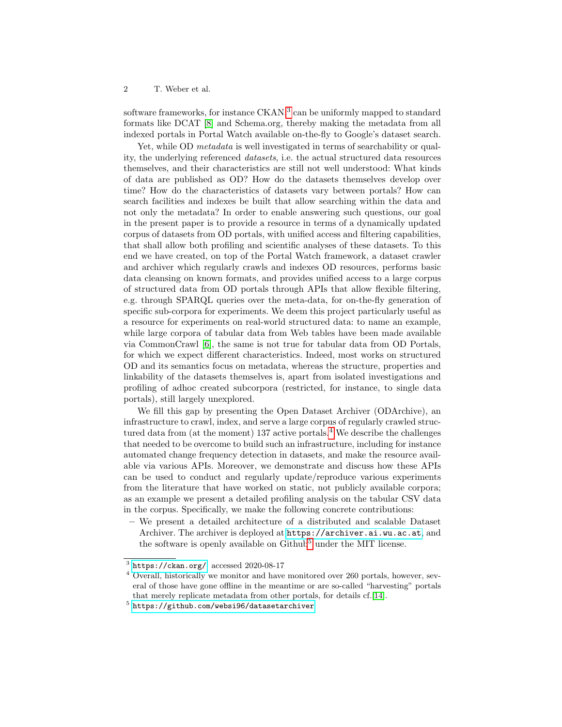software frameworks, for instance CKAN [3] can be uniformly mapped to standard formats like DCAT [8] and Schema.org, thereby making the metadata from all indexed portals in Portal Watch available on-the-fly to Google's dataset search.

Yet, while OD *metadata* is well investigated in terms of searchability or quality, the underlying referenced *datasets*, i.e. the actual structured data resources themselves, and their characteristics are still not well understood: What kinds of data are published as OD? How do the datasets themselves develop over time? How do the characteristics of datasets vary between portals? How can search facilities and indexes be built that allow searching within the data and not only the metadata? In order to enable answering such questions, our goal in the present paper is to provide a resource in terms of a dynamically updated corpus of datasets from OD portals, with unified access and filtering capabilities, that shall allow both profiling and scientific analyses of these datasets. To this end we have created, on top of the Portal Watch framework, a dataset crawler and archiver which regularly crawls and indexes OD resources, performs basic data cleansing on known formats, and provides unified access to a large corpus of structured data from OD portals through APIs that allow flexible filtering, e.g. through SPARQL queries over the meta-data, for on-the-fly generation of specific sub-corpora for experiments. We deem this project particularly useful as a resource for experiments on real-world structured data: to name an example, while large corpora of tabular data from Web tables have been made available via CommonCrawl [6], the same is not true for tabular data from OD Portals, for which we expect different characteristics. Indeed, most works on structured OD and its semantics focus on metadata, whereas the structure, properties and linkability of the datasets themselves is, apart from isolated investigations and profiling of adhoc created subcorpora (restricted, for instance, to single data portals), still largely unexplored.

We fill this gap by presenting the Open Dataset Archiver (ODArchive), an infrastructure to crawl, index, and serve a large corpus of regularly crawled structured data from (at the moment) 137 active portals.[4] We describe the challenges that needed to be overcome to build such an infrastructure, including for instance automated change frequency detection in datasets, and make the resource available via various APIs. Moreover, we demonstrate and discuss how these APIs can be used to conduct and regularly update/reproduce various experiments from the literature that have worked on static, not publicly available corpora; as an example we present a detailed profiling analysis on the tabular CSV data in the corpus. Specifically, we make the following concrete contributions:

- We present a detailed architecture of a distributed and scalable Dataset Archiver. The archiver is deployed at `https://archiver.ai.wu.ac.at`, and the software is openly available on Github[5] under the MIT license.

---

[3] `https://ckan.org/` accessed 2020-08-17

[4] Overall, historically we monitor and have monitored over 260 portals, however, several of those have gone offline in the meantime or are so-called "harvesting" portals that merely replicate metadata from other portals, for details cf. [14].

[5] `https://github.com/websi96/datasetarchiver`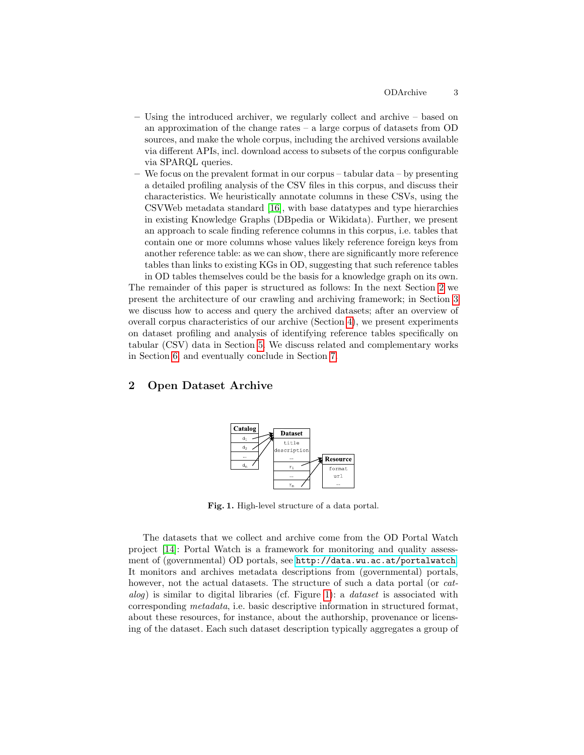- Using the introduced archiver, we regularly collect and archive – based on an approximation of the change rates – a large corpus of datasets from OD sources, and make the whole corpus, including the archived versions available via different APIs, incl. download access to subsets of the corpus configurable via SPARQL queries.
- We focus on the prevalent format in our corpus – tabular data – by presenting a detailed profiling analysis of the CSV files in this corpus, and discuss their characteristics. We heuristically annotate columns in these CSVs, using the CSVWeb metadata standard [16], with base datatypes and type hierarchies in existing Knowledge Graphs (DBpedia or Wikidata). Further, we present an approach to scale finding reference columns in this corpus, i.e. tables that contain one or more columns whose values likely reference foreign keys from another reference table: as we can show, there are significantly more reference tables than links to existing KGs in OD, suggesting that such reference tables in OD tables themselves could be the basis for a knowledge graph on its own.

The remainder of this paper is structured as follows: In the next Section 2 we present the architecture of our crawling and archiving framework; in Section 3 we discuss how to access and query the archived datasets; after an overview of overall corpus characteristics of our archive (Section 4), we present experiments on dataset profiling and analysis of identifying reference tables specifically on tabular (CSV) data in Section 5. We discuss related and complementary works in Section 6, and eventually conclude in Section 7.

## 2 Open Dataset Archive

**Fig. 1.** High-level structure of a data portal.

The datasets that we collect and archive come from the OD Portal Watch project [14]: Portal Watch is a framework for monitoring and quality assessment of (governmental) OD portals, see `http://data.wu.ac.at/portalwatch`. It monitors and archives metadata descriptions from (governmental) portals, however, not the actual datasets. The structure of such a data portal (or *catalog*) is similar to digital libraries (cf. Figure 1): a *dataset* is associated with corresponding *metadata*, i.e. basic descriptive information in structured format, about these resources, for instance, about the authorship, provenance or licensing of the dataset. Each such dataset description typically aggregates a group of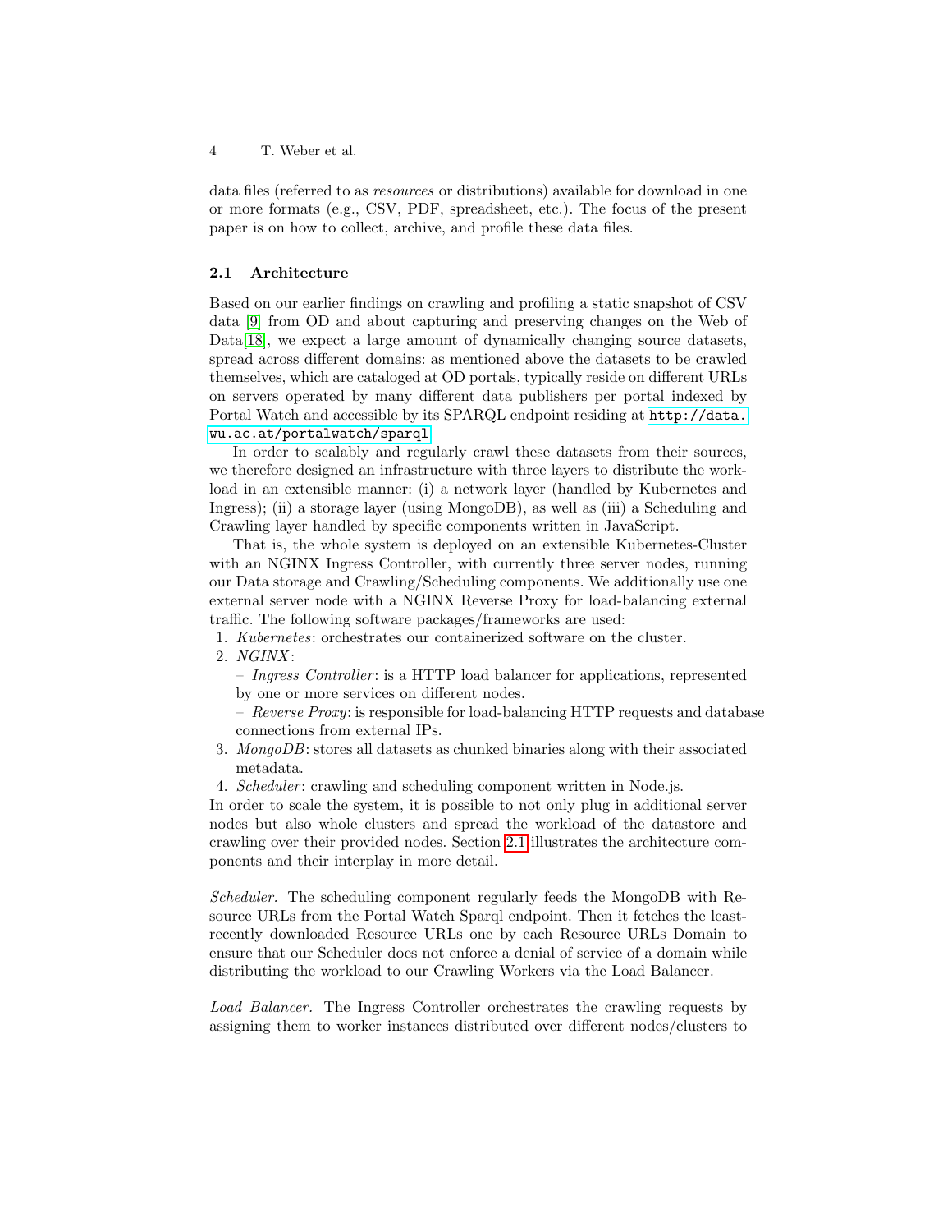data files (referred to as *resources* or distributions) available for download in one or more formats (e.g., CSV, PDF, spreadsheet, etc.). The focus of the present paper is on how to collect, archive, and profile these data files.

### 2.1 Architecture

Based on our earlier findings on crawling and profiling a static snapshot of CSV data [9] from OD and about capturing and preserving changes on the Web of Data[18], we expect a large amount of dynamically changing source datasets, spread across different domains: as mentioned above the datasets to be crawled themselves, which are cataloged at OD portals, typically reside on different URLs on servers operated by many different data publishers per portal indexed by Portal Watch and accessible by its SPARQL endpoint residing at `http://data.wu.ac.at/portalwatch/sparql`.

In order to scalably and regularly crawl these datasets from their sources, we therefore designed an infrastructure with three layers to distribute the workload in an extensible manner: (i) a network layer (handled by Kubernetes and Ingress); (ii) a storage layer (using MongoDB), as well as (iii) a Scheduling and Crawling layer handled by specific components written in JavaScript.

That is, the whole system is deployed on an extensible Kubernetes-Cluster with an NGINX Ingress Controller, with currently three server nodes, running our Data storage and Crawling/Scheduling components. We additionally use one external server node with a NGINX Reverse Proxy for load-balancing external traffic. The following software packages/frameworks are used:

1. *Kubernetes*: orchestrates our containerized software on the cluster.
2. *NGINX*:
   - *Ingress Controller*: is a HTTP load balancer for applications, represented by one or more services on different nodes.
   - *Reverse Proxy*: is responsible for load-balancing HTTP requests and database connections from external IPs.
3. *MongoDB*: stores all datasets as chunked binaries along with their associated metadata.
4. *Scheduler*: crawling and scheduling component written in Node.js.

In order to scale the system, it is possible to not only plug in additional server nodes but also whole clusters and spread the workload of the datastore and crawling over their provided nodes. Section 2.1 illustrates the architecture components and their interplay in more detail.

*Scheduler.* The scheduling component regularly feeds the MongoDB with Resource URLs from the Portal Watch Sparql endpoint. Then it fetches the least-recently downloaded Resource URLs one by each Resource URLs Domain to ensure that our Scheduler does not enforce a denial of service of a domain while distributing the workload to our Crawling Workers via the Load Balancer.

*Load Balancer.* The Ingress Controller orchestrates the crawling requests by assigning them to worker instances distributed over different nodes/clusters to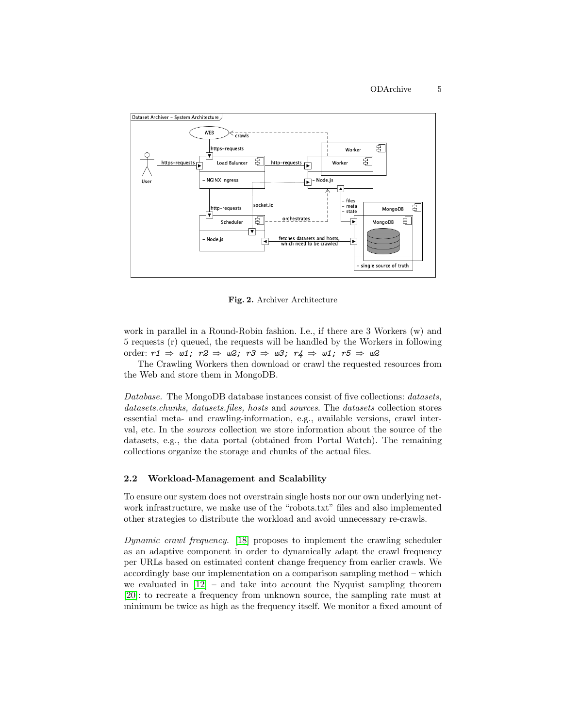Fig. 2. Archiver Architecture

work in parallel in a Round-Robin fashion. I.e., if there are 3 Workers (w) and 5 requests (r) queued, the requests will be handled by the Workers in following order: *r1 ⇒ w1; r2 ⇒ w2; r3 ⇒ w3; r4 ⇒ w1; r5 ⇒ w2*

The Crawling Workers then download or crawl the requested resources from the Web and store them in MongoDB.

*Database.* The MongoDB database instances consist of five collections: *datasets, datasets.chunks, datasets.files, hosts* and *sources*. The *datasets* collection stores essential meta- and crawling-information, e.g., available versions, crawl interval, etc. In the *sources* collection we store information about the source of the datasets, e.g., the data portal (obtained from Portal Watch). The remaining collections organize the storage and chunks of the actual files.

### 2.2 Workload-Management and Scalability

To ensure our system does not overstrain single hosts nor our own underlying network infrastructure, we make use of the "robots.txt" files and also implemented other strategies to distribute the workload and avoid unnecessary re-crawls.

*Dynamic crawl frequency.* [18] proposes to implement the crawling scheduler as an adaptive component in order to dynamically adapt the crawl frequency per URLs based on estimated content change frequency from earlier crawls. We accordingly base our implementation on a comparison sampling method – which we evaluated in [12] – and take into account the Nyquist sampling theorem [20]: to recreate a frequency from unknown source, the sampling rate must at minimum be twice as high as the frequency itself. We monitor a fixed amount of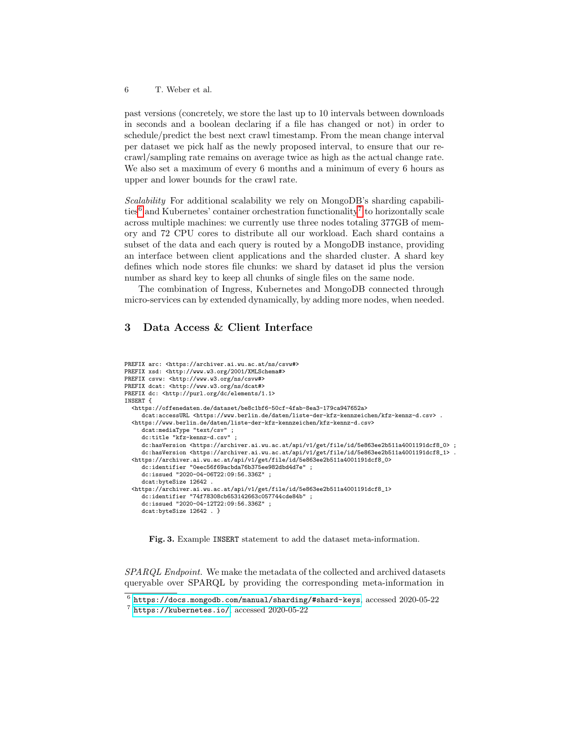past versions (concretely, we store the last up to 10 intervals between downloads in seconds and a boolean declaring if a file has changed or not) in order to schedule/predict the best next crawl timestamp. From the mean change interval per dataset we pick half as the newly proposed interval, to ensure that our recrawl/sampling rate remains on average twice as high as the actual change rate. We also set a maximum of every 6 months and a minimum of every 6 hours as upper and lower bounds for the crawl rate.

*Scalability* For additional scalability we rely on MongoDB's sharding capabilities[6] and Kubernetes' container orchestration functionality[7] to horizontally scale across multiple machines: we currently use three nodes totaling 377GB of memory and 72 CPU cores to distribute all our workload. Each shard contains a subset of the data and each query is routed by a MongoDB instance, providing an interface between client applications and the sharded cluster. A shard key defines which node stores file chunks: we shard by dataset id plus the version number as shard key to keep all chunks of single files on the same node.

The combination of Ingress, Kubernetes and MongoDB connected through micro-services can by extended dynamically, by adding more nodes, when needed.

## 3 Data Access & Client Interface

```
PREFIX arc: <https://archiver.ai.wu.ac.at/ns/csvw#>
PREFIX xsd: <http://www.w3.org/2001/XMLSchema#>
PREFIX csvw: <http://www.w3.org/ns/csvw#>
PREFIX dcat: <http://www.w3.org/ns/dcat#>
PREFIX dc: <http://purl.org/dc/elements/1.1>
INSERT {
  <https://offenedaten.de/dataset/be8c1bf6-50cf-4fab-8ea3-179ca947652a>
     dcat:accessURL <https://www.berlin.de/daten/liste-der-kfz-kennzeichen/kfz-kennz-d.csv> .
  <https://www.berlin.de/daten/liste-der-kfz-kennzeichen/kfz-kennz-d.csv>
     dcat:mediaType "text/csv" ;
     dc:title "kfz-kennz-d.csv" ;
     dc:hasVersion <https://archiver.ai.wu.ac.at/api/v1/get/file/id/5e863ee2b511a4001191dcf8_0> ;
     dc:hasVersion <https://archiver.ai.wu.ac.at/api/v1/get/file/id/5e863ee2b511a4001191dcf8_1> .
  <https://archiver.ai.wu.ac.at/api/v1/get/file/id/5e863ee2b511a4001191dcf8_0>
     dc:identifier "0eec56f69acbda76b375ee982dbd4d7e" ;
     dc:issued "2020-04-06T22:09:56.336Z" ;
     dcat:byteSize 12642 .
  <https://archiver.ai.wu.ac.at/api/v1/get/file/id/5e863ee2b511a4001191dcf8_1>
     dc:identifier "74f78308cb653142663c057744cde84b" ;
     dc:issued "2020-04-12T22:09:56.336Z" ;
     dcat:byteSize 12642 . }
```

**Fig. 3.** Example `INSERT` statement to add the dataset meta-information.

*SPARQL Endpoint.* We make the metadata of the collected and archived datasets queryable over SPARQL by providing the corresponding meta-information in

[6] https://docs.mongodb.com/manual/sharding/#shard-keys, accessed 2020-05-22

[7] https://kubernetes.io/, accessed 2020-05-22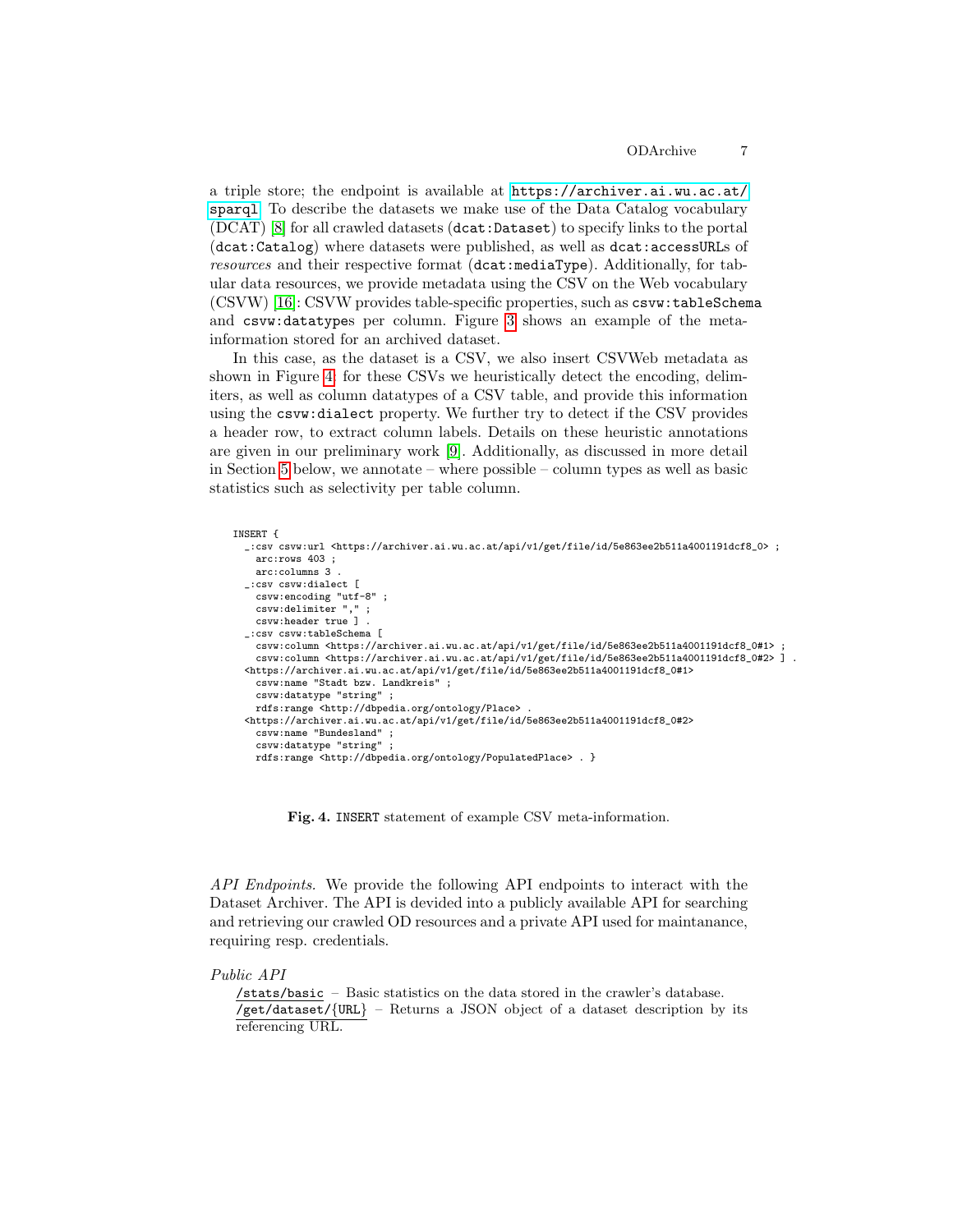a triple store; the endpoint is available at https://archiver.ai.wu.ac.at/sparql. To describe the datasets we make use of the Data Catalog vocabulary (DCAT) [8] for all crawled datasets (`dcat:Dataset`) to specify links to the portal (`dcat:Catalog`) where datasets were published, as well as `dcat:accessURL`s of *resources* and their respective format (`dcat:mediaType`). Additionally, for tabular data resources, we provide metadata using the CSV on the Web vocabulary (CSVW) [16]: CSVW provides table-specific properties, such as `csvw:tableSchema` and `csvw:datatype`s per column. Figure 3 shows an example of the meta-information stored for an archived dataset.

In this case, as the dataset is a CSV, we also insert CSVWeb metadata as shown in Figure 4: for these CSVs we heuristically detect the encoding, delimiters, as well as column datatypes of a CSV table, and provide this information using the `csvw:dialect` property. We further try to detect if the CSV provides a header row, to extract column labels. Details on these heuristic annotations are given in our preliminary work [9]. Additionally, as discussed in more detail in Section 5 below, we annotate – where possible – column types as well as basic statistics such as selectivity per table column.

```
INSERT {
  _:csv csvw:url <https://archiver.ai.wu.ac.at/api/v1/get/file/id/5e863ee2b511a4001191dcf8_0> ;
    arc:rows 403 ;
    arc:columns 3 .
  _:csv csvw:dialect [
    csvw:encoding "utf-8" ;
    csvw:delimiter "," ;
    csvw:header true ] .
  _:csv csvw:tableSchema [
    csvw:column <https://archiver.ai.wu.ac.at/api/v1/get/file/id/5e863ee2b511a4001191dcf8_0#1> ;
    csvw:column <https://archiver.ai.wu.ac.at/api/v1/get/file/id/5e863ee2b511a4001191dcf8_0#2> ] .
 <https://archiver.ai.wu.ac.at/api/v1/get/file/id/5e863ee2b511a4001191dcf8_0#1>
    csvw:name "Stadt bzw. Landkreis" ;
    csvw:datatype "string" ;
    rdfs:range <http://dbpedia.org/ontology/Place> .
 <https://archiver.ai.wu.ac.at/api/v1/get/file/id/5e863ee2b511a4001191dcf8_0#2>
    csvw:name "Bundesland" ;
    csvw:datatype "string" ;
    rdfs:range <http://dbpedia.org/ontology/PopulatedPlace> . }
```

**Fig. 4.** `INSERT` statement of example CSV meta-information.

*API Endpoints.* We provide the following API endpoints to interact with the Dataset Archiver. The API is devided into a publicly available API for searching and retrieving our crawled OD resources and a private API used for maintanance, requiring resp. credentials.

*Public API*

`/stats/basic` – Basic statistics on the data stored in the crawler's database.
`/get/dataset/{URL}` – Returns a JSON object of a dataset description by its referencing URL.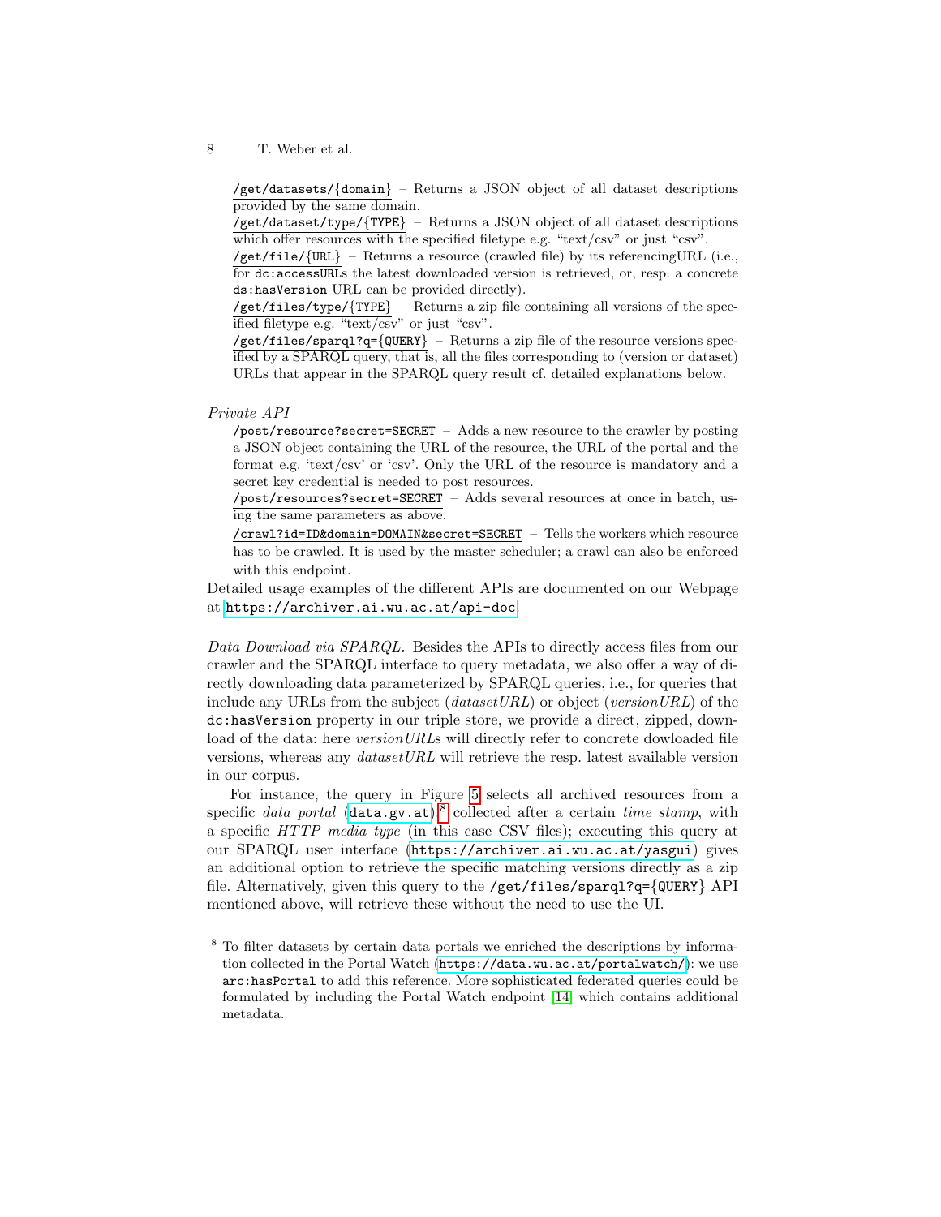- `/get/datasets/{domain}` – Returns a JSON object of all dataset descriptions provided by the same domain.
- `/get/dataset/type/{TYPE}` – Returns a JSON object of all dataset descriptions which offer resources with the specified filetype e.g. "text/csv" or just "csv".
- `/get/file/{URL}` – Returns a resource (crawled file) by its referencingURL (i.e., for `dc:accessURL`s the latest downloaded version is retrieved, or, resp. a concrete `ds:hasVersion` URL can be provided directly).
- `/get/files/type/{TYPE}` – Returns a zip file containing all versions of the specified filetype e.g. "text/csv" or just "csv".
- `/get/files/sparql?q={QUERY}` – Returns a zip file of the resource versions specified by a SPARQL query, that is, all the files corresponding to (version or dataset) URLs that appear in the SPARQL query result cf. detailed explanations below.

*Private API*

- `/post/resource?secret=SECRET` – Adds a new resource to the crawler by posting a JSON object containing the URL of the resource, the URL of the portal and the format e.g. 'text/csv' or 'csv'. Only the URL of the resource is mandatory and a secret key credential is needed to post resources.
- `/post/resources?secret=SECRET` – Adds several resources at once in batch, using the same parameters as above.
- `/crawl?id=ID&domain=DOMAIN&secret=SECRET` – Tells the workers which resource has to be crawled. It is used by the master scheduler; a crawl can also be enforced with this endpoint.

Detailed usage examples of the different APIs are documented on our Webpage at https://archiver.ai.wu.ac.at/api-doc

*Data Download via SPARQL.* Besides the APIs to directly access files from our crawler and the SPARQL interface to query metadata, we also offer a way of directly downloading data parameterized by SPARQL queries, i.e., for queries that include any URLs from the subject (*datasetURL*) or object (*versionURL*) of the `dc:hasVersion` property in our triple store, we provide a direct, zipped, download of the data: here *versionURL*s will directly refer to concrete dowloaded file versions, whereas any *datasetURL* will retrieve the resp. latest available version in our corpus.

For instance, the query in Figure 5 selects all archived resources from a specific *data portal* (`data.gv.at`)[8] collected after a certain *time stamp*, with a specific *HTTP media type* (in this case CSV files); executing this query at our SPARQL user interface (https://archiver.ai.wu.ac.at/yasgui) gives an additional option to retrieve the specific matching versions directly as a zip file. Alternatively, given this query to the `/get/files/sparql?q={QUERY}` API mentioned above, will retrieve these without the need to use the UI.

[8] To filter datasets by certain data portals we enriched the descriptions by information collected in the Portal Watch (https://data.wu.ac.at/portalwatch/): we use `arc:hasPortal` to add this reference. More sophisticated federated queries could be formulated by including the Portal Watch endpoint [14] which contains additional metadata.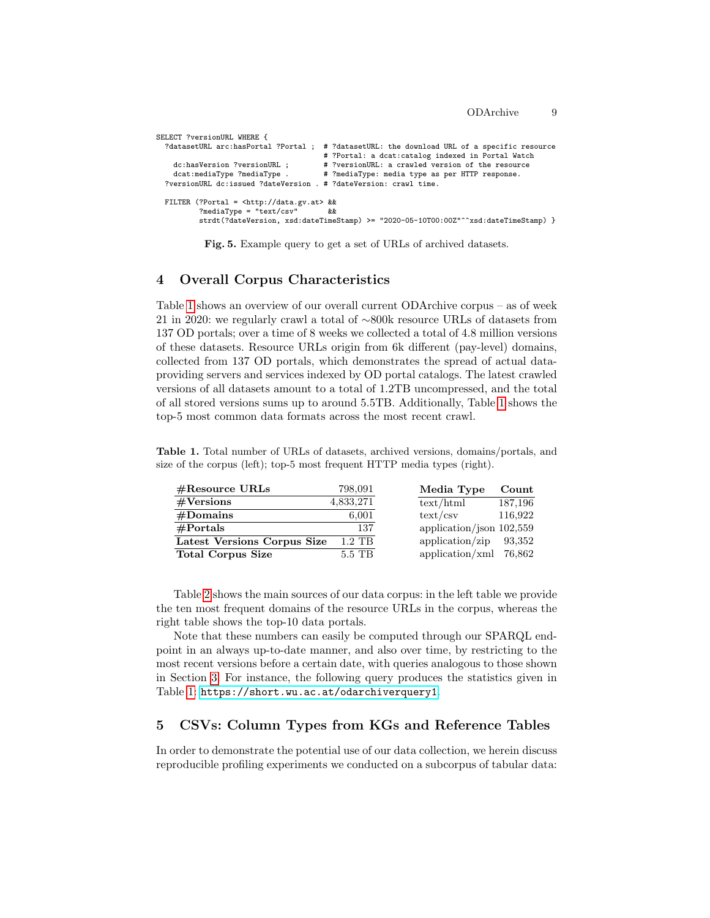```
SELECT ?versionURL WHERE {
  ?datasetURL arc:hasPortal ?Portal ;  # ?datasetURL: the download URL of a specific resource
                                       # ?Portal: a dcat:catalog indexed in Portal Watch
    dc:hasVersion ?versionURL ;        # ?versionURL: a crawled version of the resource
    dcat:mediaType ?mediaType .        # ?mediaType: media type as per HTTP response.
  ?versionURL dc:issued ?dateVersion . # ?dateVersion: crawl time.

  FILTER (?Portal = <http://data.gv.at> &&
          ?mediaType = "text/csv"       &&
          strdt(?dateVersion, xsd:dateTimeStamp) >= "2020-05-10T00:00Z"^^xsd:dateTimeStamp) }
```

**Fig. 5.** Example query to get a set of URLs of archived datasets.

## 4 Overall Corpus Characteristics

Table 1 shows an overview of our overall current ODArchive corpus – as of week 21 in 2020: we regularly crawl a total of ∼800k resource URLs of datasets from 137 OD portals; over a time of 8 weeks we collected a total of 4.8 million versions of these datasets. Resource URLs origin from 6k different (pay-level) domains, collected from 137 OD portals, which demonstrates the spread of actual data-providing servers and services indexed by OD portal catalogs. The latest crawled versions of all datasets amount to a total of 1.2TB uncompressed, and the total of all stored versions sums up to around 5.5TB. Additionally, Table 1 shows the top-5 most common data formats across the most recent crawl.

**Table 1.** Total number of URLs of datasets, archived versions, domains/portals, and size of the corpus (left); top-5 most frequent HTTP media types (right).

| | |
|---|---|
| **#Resource URLs** | 798,091 |
| **#Versions** | 4,833,271 |
| **#Domains** | 6,001 |
| **#Portals** | 137 |
| **Latest Versions Corpus Size** | 1.2 TB |
| **Total Corpus Size** | 5.5 TB |

| **Media Type** | **Count** |
|---|---|
| text/html | 187,196 |
| text/csv | 116,922 |
| application/json | 102,559 |
| application/zip | 93,352 |
| application/xml | 76,862 |

Table 2 shows the main sources of our data corpus: in the left table we provide the ten most frequent domains of the resource URLs in the corpus, whereas the right table shows the top-10 data portals.

Note that these numbers can easily be computed through our SPARQL endpoint in an always up-to-date manner, and also over time, by restricting to the most recent versions before a certain date, with queries analogous to those shown in Section 3. For instance, the following query produces the statistics given in Table 1: https://short.wu.ac.at/odarchiverquery1.

## 5 CSVs: Column Types from KGs and Reference Tables

In order to demonstrate the potential use of our data collection, we herein discuss reproducible profiling experiments we conducted on a subcorpus of tabular data: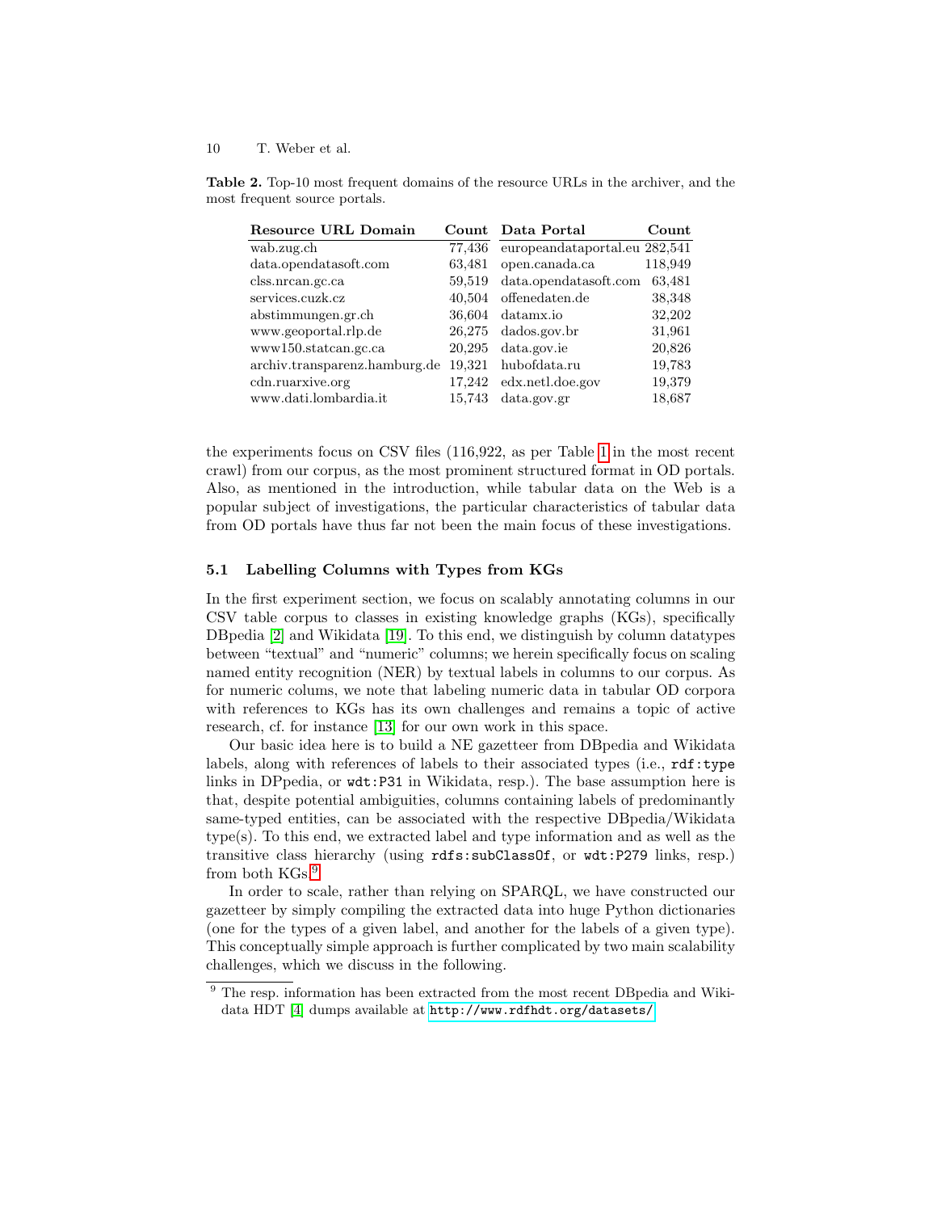**Table 2.** Top-10 most frequent domains of the resource URLs in the archiver, and the most frequent source portals.

| Resource URL Domain | Count | Data Portal | Count |
|---|---|---|---|
| wab.zug.ch | 77,436 | europeandataportal.eu | 282,541 |
| data.opendatasoft.com | 63,481 | open.canada.ca | 118,949 |
| clss.nrcan.gc.ca | 59,519 | data.opendatasoft.com | 63,481 |
| services.cuzk.cz | 40,504 | offenedaten.de | 38,348 |
| abstimmungen.gr.ch | 36,604 | datamx.io | 32,202 |
| www.geoportal.rlp.de | 26,275 | dados.gov.br | 31,961 |
| www150.statcan.gc.ca | 20,295 | data.gov.ie | 20,826 |
| archiv.transparenz.hamburg.de | 19,321 | hubofdata.ru | 19,783 |
| cdn.ruarxive.org | 17,242 | edx.netl.doe.gov | 19,379 |
| www.dati.lombardia.it | 15,743 | data.gov.gr | 18,687 |

the experiments focus on CSV files (116,922, as per Table 1 in the most recent crawl) from our corpus, as the most prominent structured format in OD portals. Also, as mentioned in the introduction, while tabular data on the Web is a popular subject of investigations, the particular characteristics of tabular data from OD portals have thus far not been the main focus of these investigations.

### 5.1 Labelling Columns with Types from KGs

In the first experiment section, we focus on scalably annotating columns in our CSV table corpus to classes in existing knowledge graphs (KGs), specifically DBpedia [2] and Wikidata [19]. To this end, we distinguish by column datatypes between "textual" and "numeric" columns; we herein specifically focus on scaling named entity recognition (NER) by textual labels in columns to our corpus. As for numeric colums, we note that labeling numeric data in tabular OD corpora with references to KGs has its own challenges and remains a topic of active research, cf. for instance [13] for our own work in this space.

Our basic idea here is to build a NE gazetteer from DBpedia and Wikidata labels, along with references of labels to their associated types (i.e., `rdf:type` links in DPpedia, or `wdt:P31` in Wikidata, resp.). The base assumption here is that, despite potential ambiguities, columns containing labels of predominantly same-typed entities, can be associated with the respective DBpedia/Wikidata type(s). To this end, we extracted label and type information and as well as the transitive class hierarchy (using `rdfs:subClassOf`, or `wdt:P279` links, resp.) from both KGs.[9]

In order to scale, rather than relying on SPARQL, we have constructed our gazetteer by simply compiling the extracted data into huge Python dictionaries (one for the types of a given label, and another for the labels of a given type). This conceptually simple approach is further complicated by two main scalability challenges, which we discuss in the following.

[9] The resp. information has been extracted from the most recent DBpedia and Wikidata HDT [4] dumps available at http://www.rdfhdt.org/datasets/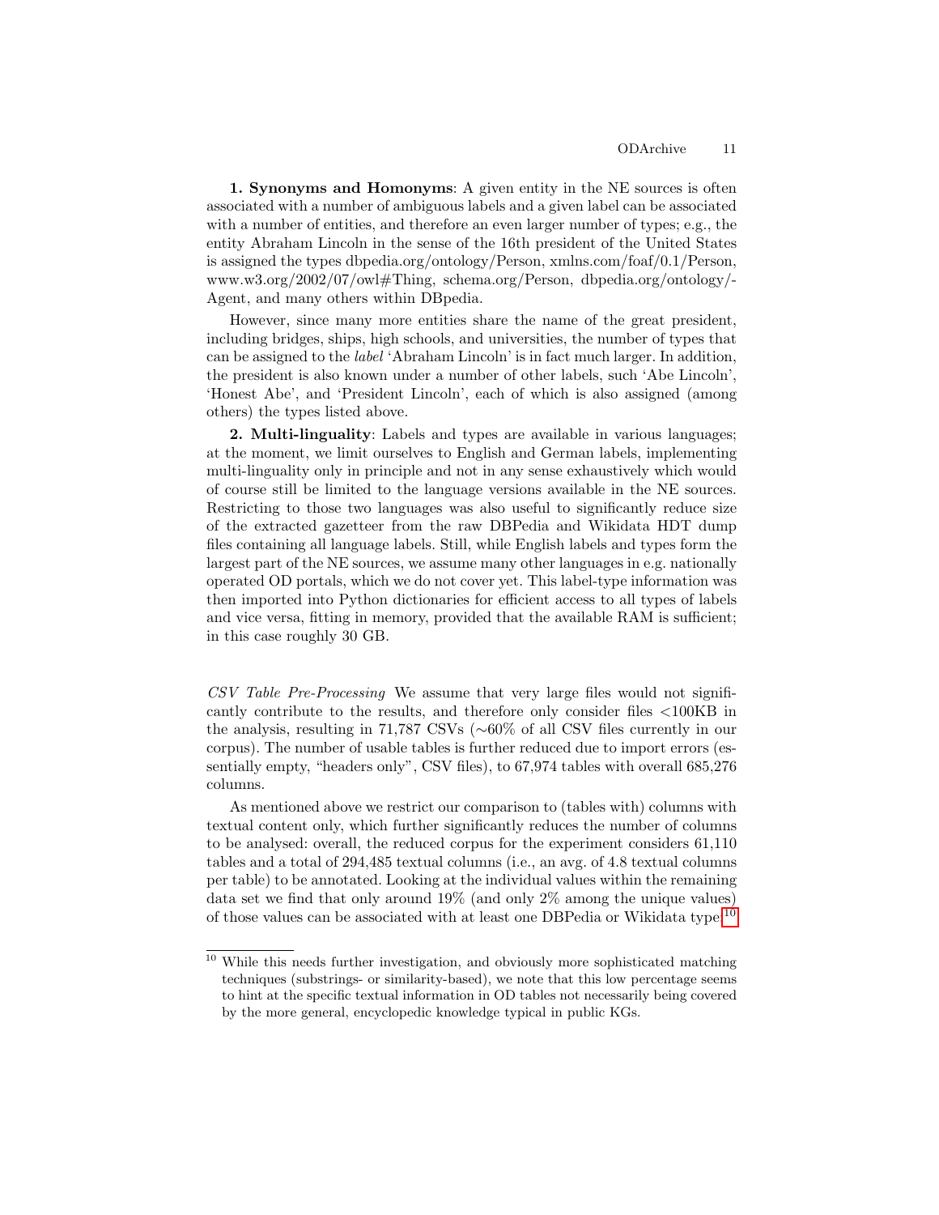**1. Synonyms and Homonyms**: A given entity in the NE sources is often associated with a number of ambiguous labels and a given label can be associated with a number of entities, and therefore an even larger number of types; e.g., the entity Abraham Lincoln in the sense of the 16th president of the United States is assigned the types dbpedia.org/ontology/Person, xmlns.com/foaf/0.1/Person, www.w3.org/2002/07/owl#Thing, schema.org/Person, dbpedia.org/ontology/-Agent, and many others within DBpedia.

However, since many more entities share the name of the great president, including bridges, ships, high schools, and universities, the number of types that can be assigned to the *label* 'Abraham Lincoln' is in fact much larger. In addition, the president is also known under a number of other labels, such 'Abe Lincoln', 'Honest Abe', and 'President Lincoln', each of which is also assigned (among others) the types listed above.

**2. Multi-linguality**: Labels and types are available in various languages; at the moment, we limit ourselves to English and German labels, implementing multi-linguality only in principle and not in any sense exhaustively which would of course still be limited to the language versions available in the NE sources. Restricting to those two languages was also useful to significantly reduce size of the extracted gazetteer from the raw DBPedia and Wikidata HDT dump files containing all language labels. Still, while English labels and types form the largest part of the NE sources, we assume many other languages in e.g. nationally operated OD portals, which we do not cover yet. This label-type information was then imported into Python dictionaries for efficient access to all types of labels and vice versa, fitting in memory, provided that the available RAM is sufficient; in this case roughly 30 GB.

*CSV Table Pre-Processing* We assume that very large files would not significantly contribute to the results, and therefore only consider files <100KB in the analysis, resulting in 71,787 CSVs (∼60% of all CSV files currently in our corpus). The number of usable tables is further reduced due to import errors (essentially empty, "headers only", CSV files), to 67,974 tables with overall 685,276 columns.

As mentioned above we restrict our comparison to (tables with) columns with textual content only, which further significantly reduces the number of columns to be analysed: overall, the reduced corpus for the experiment considers 61,110 tables and a total of 294,485 textual columns (i.e., an avg. of 4.8 textual columns per table) to be annotated. Looking at the individual values within the remaining data set we find that only around 19% (and only 2% among the unique values) of those values can be associated with at least one DBPedia or Wikidata type.[10]

[10] While this needs further investigation, and obviously more sophisticated matching techniques (substrings- or similarity-based), we note that this low percentage seems to hint at the specific textual information in OD tables not necessarily being covered by the more general, encyclopedic knowledge typical in public KGs.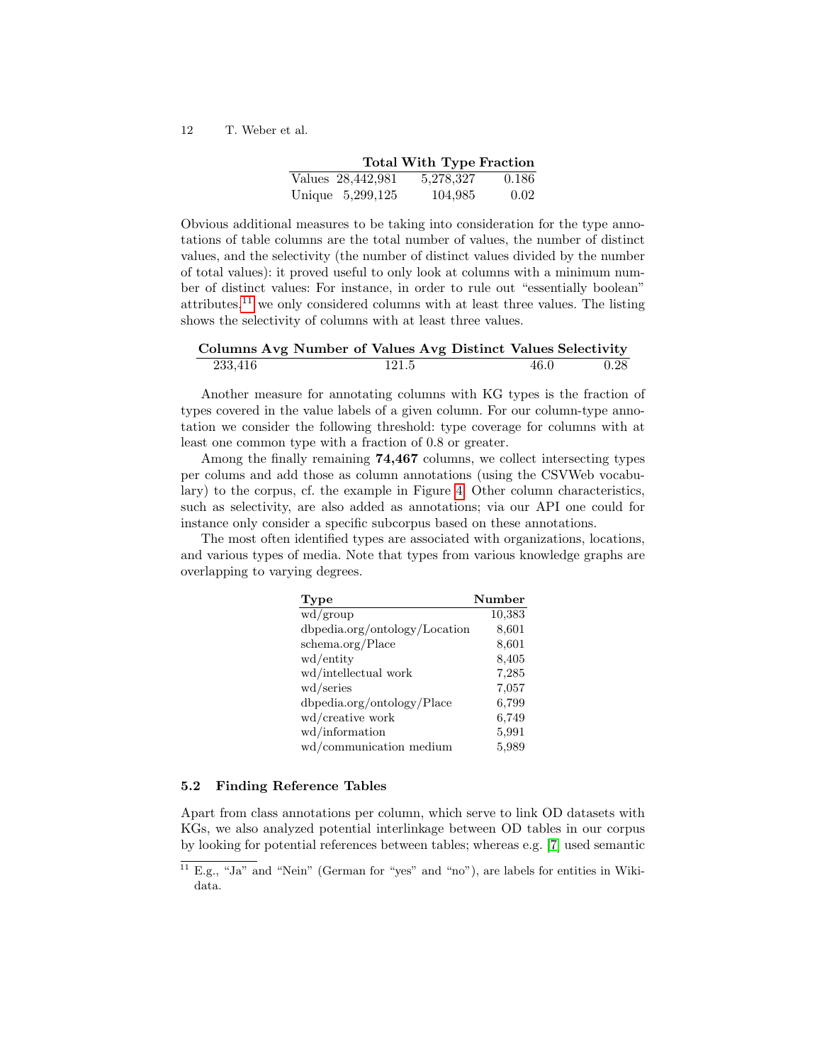|  | Total | With Type | Fraction |
|---|---|---|---|
| Values | 28,442,981 | 5,278,327 | 0.186 |
| Unique | 5,299,125 | 104,985 | 0.02 |

Obvious additional measures to be taking into consideration for the type annotations of table columns are the total number of values, the number of distinct values, and the selectivity (the number of distinct values divided by the number of total values): it proved useful to only look at columns with a minimum number of distinct values: For instance, in order to rule out "essentially boolean" attributes,[11] we only considered columns with at least three values. The listing shows the selectivity of columns with at least three values.

| Columns | Avg Number of Values | Avg Distinct Values | Selectivity |
|---|---|---|---|
| 233,416 | 121.5 | 46.0 | 0.28 |

Another measure for annotating columns with KG types is the fraction of types covered in the value labels of a given column. For our column-type annotation we consider the following threshold: type coverage for columns with at least one common type with a fraction of 0.8 or greater.

Among the finally remaining **74,467** columns, we collect intersecting types per colums and add those as column annotations (using the CSVWeb vocabulary) to the corpus, cf. the example in Figure 4. Other column characteristics, such as selectivity, are also added as annotations; via our API one could for instance only consider a specific subcorpus based on these annotations.

The most often identified types are associated with organizations, locations, and various types of media. Note that types from various knowledge graphs are overlapping to varying degrees.

| Type | Number |
|---|---|
| wd/group | 10,383 |
| dbpedia.org/ontology/Location | 8,601 |
| schema.org/Place | 8,601 |
| wd/entity | 8,405 |
| wd/intellectual work | 7,285 |
| wd/series | 7,057 |
| dbpedia.org/ontology/Place | 6,799 |
| wd/creative work | 6,749 |
| wd/information | 5,991 |
| wd/communication medium | 5,989 |

### 5.2 Finding Reference Tables

Apart from class annotations per column, which serve to link OD datasets with KGs, we also analyzed potential interlinkage between OD tables in our corpus by looking for potential references between tables; whereas e.g. [7] used semantic

[11] E.g., "Ja" and "Nein" (German for "yes" and "no"), are labels for entities in Wikidata.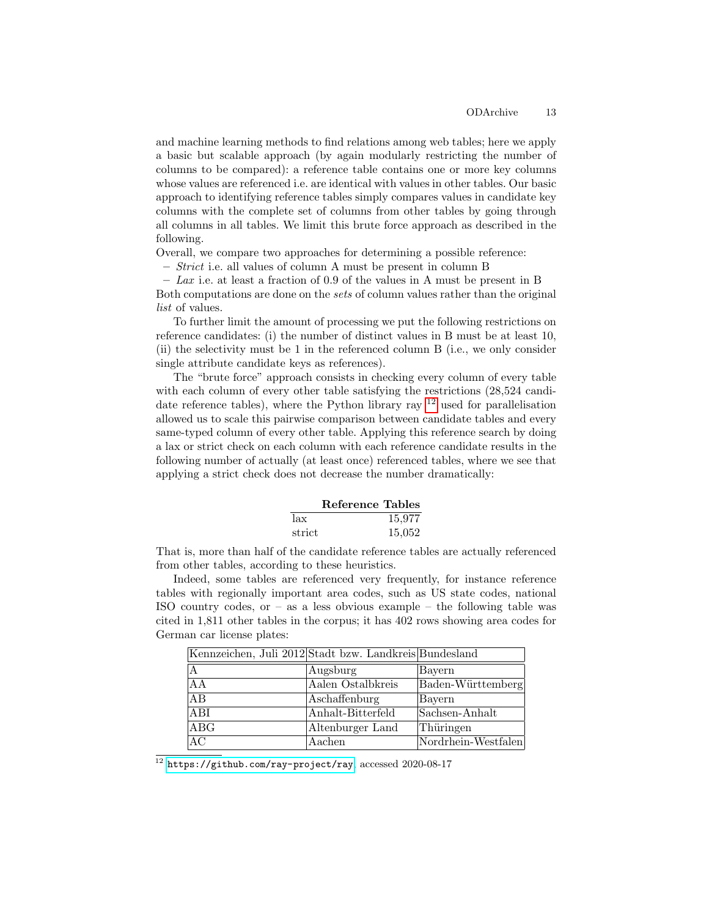and machine learning methods to find relations among web tables; here we apply a basic but scalable approach (by again modularly restricting the number of columns to be compared): a reference table contains one or more key columns whose values are referenced i.e. are identical with values in other tables. Our basic approach to identifying reference tables simply compares values in candidate key columns with the complete set of columns from other tables by going through all columns in all tables. We limit this brute force approach as described in the following.

Overall, we compare two approaches for determining a possible reference:

- *Strict* i.e. all values of column A must be present in column B
- *Lax* i.e. at least a fraction of 0.9 of the values in A must be present in B

Both computations are done on the *sets* of column values rather than the original *list* of values.

To further limit the amount of processing we put the following restrictions on reference candidates: (i) the number of distinct values in B must be at least 10, (ii) the selectivity must be 1 in the referenced column B (i.e., we only consider single attribute candidate keys as references).

The "brute force" approach consists in checking every column of every table with each column of every other table satisfying the restrictions (28,524 candidate reference tables), where the Python library ray [12] used for parallelisation allowed us to scale this pairwise comparison between candidate tables and every same-typed column of every other table. Applying this reference search by doing a lax or strict check on each column with each reference candidate results in the following number of actually (at least once) referenced tables, where we see that applying a strict check does not decrease the number dramatically:

| | **Reference Tables** |
|---|---:|
| lax | 15,977 |
| strict | 15,052 |

That is, more than half of the candidate reference tables are actually referenced from other tables, according to these heuristics.

Indeed, some tables are referenced very frequently, for instance reference tables with regionally important area codes, such as US state codes, national ISO country codes, or – as a less obvious example – the following table was cited in 1,811 other tables in the corpus; it has 402 rows showing area codes for German car license plates:

| Kennzeichen, Juli 2012 | Stadt bzw. Landkreis | Bundesland |
|---|---|---|
| A | Augsburg | Bayern |
| AA | Aalen Ostalbkreis | Baden-Württemberg |
| AB | Aschaffenburg | Bayern |
| ABI | Anhalt-Bitterfeld | Sachsen-Anhalt |
| ABG | Altenburger Land | Thüringen |
| AC | Aachen | Nordrhein-Westfalen |

[12] https://github.com/ray-project/ray, accessed 2020-08-17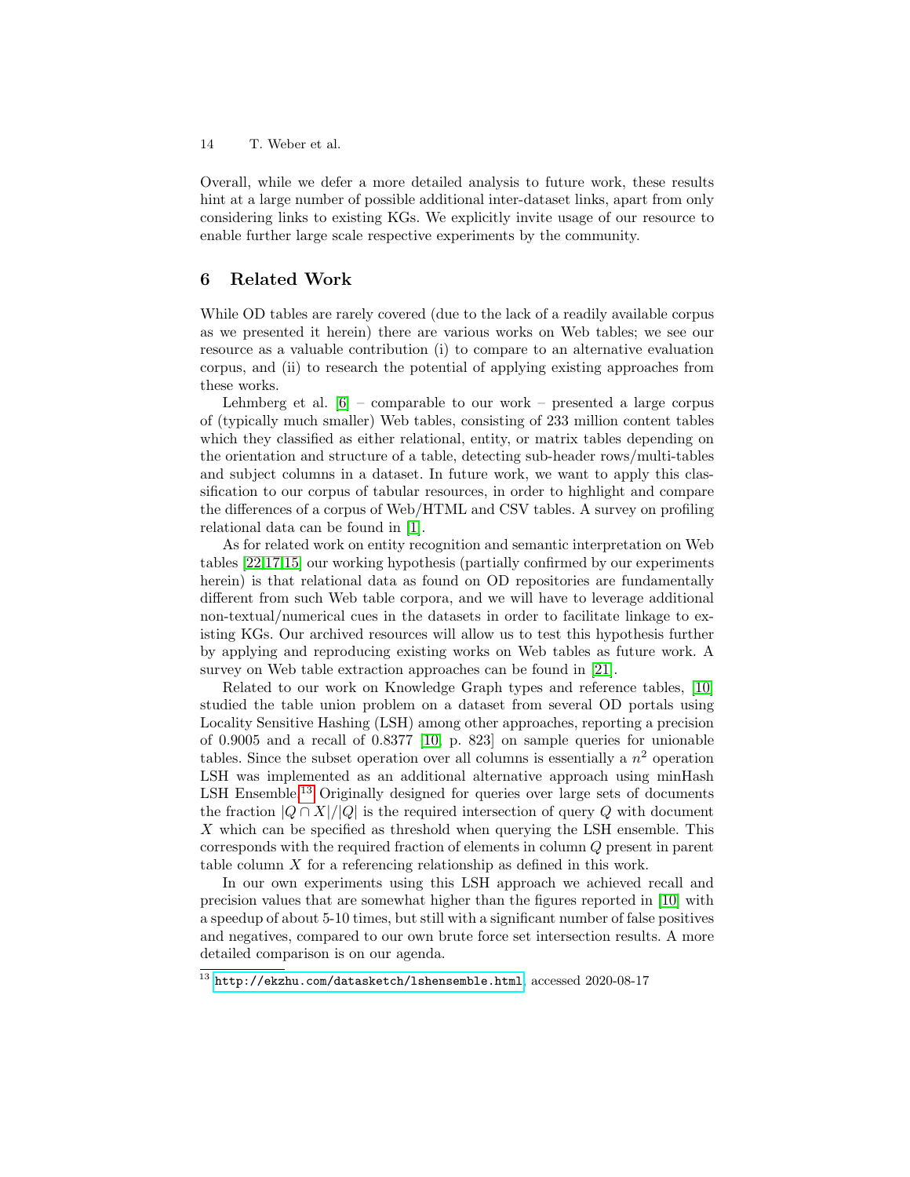Overall, while we defer a more detailed analysis to future work, these results hint at a large number of possible additional inter-dataset links, apart from only considering links to existing KGs. We explicitly invite usage of our resource to enable further large scale respective experiments by the community.

## 6 Related Work

While OD tables are rarely covered (due to the lack of a readily available corpus as we presented it herein) there are various works on Web tables; we see our resource as a valuable contribution (i) to compare to an alternative evaluation corpus, and (ii) to research the potential of applying existing approaches from these works.

Lehmberg et al. [6] – comparable to our work – presented a large corpus of (typically much smaller) Web tables, consisting of 233 million content tables which they classified as either relational, entity, or matrix tables depending on the orientation and structure of a table, detecting sub-header rows/multi-tables and subject columns in a dataset. In future work, we want to apply this classification to our corpus of tabular resources, in order to highlight and compare the differences of a corpus of Web/HTML and CSV tables. A survey on profiling relational data can be found in [1].

As for related work on entity recognition and semantic interpretation on Web tables [22,17,15] our working hypothesis (partially confirmed by our experiments herein) is that relational data as found on OD repositories are fundamentally different from such Web table corpora, and we will have to leverage additional non-textual/numerical cues in the datasets in order to facilitate linkage to existing KGs. Our archived resources will allow us to test this hypothesis further by applying and reproducing existing works on Web tables as future work. A survey on Web table extraction approaches can be found in [21].

Related to our work on Knowledge Graph types and reference tables, [10] studied the table union problem on a dataset from several OD portals using Locality Sensitive Hashing (LSH) among other approaches, reporting a precision of 0.9005 and a recall of 0.8377 [10, p. 823] on sample queries for unionable tables. Since the subset operation over all columns is essentially a $n^2$ operation LSH was implemented as an additional alternative approach using minHash LSH Ensemble.[13] Originally designed for queries over large sets of documents the fraction $|Q \cap X|/|Q|$ is the required intersection of query $Q$ with document $X$ which can be specified as threshold when querying the LSH ensemble. This corresponds with the required fraction of elements in column $Q$ present in parent table column $X$ for a referencing relationship as defined in this work.

In our own experiments using this LSH approach we achieved recall and precision values that are somewhat higher than the figures reported in [10] with a speedup of about 5-10 times, but still with a significant number of false positives and negatives, compared to our own brute force set intersection results. A more detailed comparison is on our agenda.

[13] http://ekzhu.com/datasketch/lshensemble.html, accessed 2020-08-17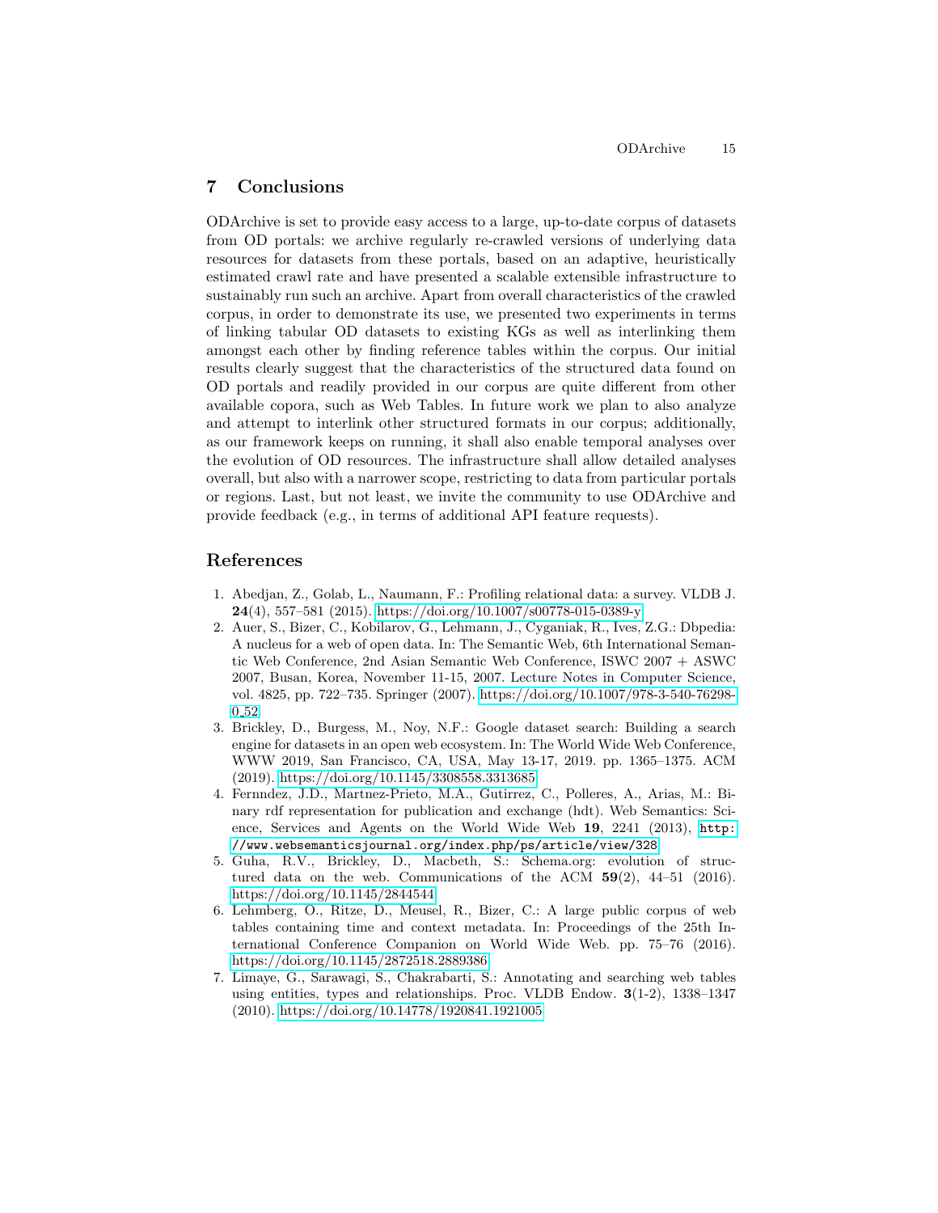## 7 Conclusions

ODArchive is set to provide easy access to a large, up-to-date corpus of datasets from OD portals: we archive regularly re-crawled versions of underlying data resources for datasets from these portals, based on an adaptive, heuristically estimated crawl rate and have presented a scalable extensible infrastructure to sustainably run such an archive. Apart from overall characteristics of the crawled corpus, in order to demonstrate its use, we presented two experiments in terms of linking tabular OD datasets to existing KGs as well as interlinking them amongst each other by finding reference tables within the corpus. Our initial results clearly suggest that the characteristics of the structured data found on OD portals and readily provided in our corpus are quite different from other available copora, such as Web Tables. In future work we plan to also analyze and attempt to interlink other structured formats in our corpus; additionally, as our framework keeps on running, it shall also enable temporal analyses over the evolution of OD resources. The infrastructure shall allow detailed analyses overall, but also with a narrower scope, restricting to data from particular portals or regions. Last, but not least, we invite the community to use ODArchive and provide feedback (e.g., in terms of additional API feature requests).

## References

1. Abedjan, Z., Golab, L., Naumann, F.: Profiling relational data: a survey. VLDB J. **24**(4), 557–581 (2015). https://doi.org/10.1007/s00778-015-0389-y
2. Auer, S., Bizer, C., Kobilarov, G., Lehmann, J., Cyganiak, R., Ives, Z.G.: Dbpedia: A nucleus for a web of open data. In: The Semantic Web, 6th International Semantic Web Conference, 2nd Asian Semantic Web Conference, ISWC 2007 + ASWC 2007, Busan, Korea, November 11-15, 2007. Lecture Notes in Computer Science, vol. 4825, pp. 722–735. Springer (2007). https://doi.org/10.1007/978-3-540-76298-0_52
3. Brickley, D., Burgess, M., Noy, N.F.: Google dataset search: Building a search engine for datasets in an open web ecosystem. In: The World Wide Web Conference, WWW 2019, San Francisco, CA, USA, May 13-17, 2019. pp. 1365–1375. ACM (2019). https://doi.org/10.1145/3308558.3313685
4. Fernndez, J.D., Martnez-Prieto, M.A., Gutirrez, C., Polleres, A., Arias, M.: Binary rdf representation for publication and exchange (hdt). Web Semantics: Science, Services and Agents on the World Wide Web **19**, 2241 (2013), http://www.websemanticsjournal.org/index.php/ps/article/view/328
5. Guha, R.V., Brickley, D., Macbeth, S.: Schema.org: evolution of structured data on the web. Communications of the ACM **59**(2), 44–51 (2016). https://doi.org/10.1145/2844544
6. Lehmberg, O., Ritze, D., Meusel, R., Bizer, C.: A large public corpus of web tables containing time and context metadata. In: Proceedings of the 25th International Conference Companion on World Wide Web. pp. 75–76 (2016). https://doi.org/10.1145/2872518.2889386
7. Limaye, G., Sarawagi, S., Chakrabarti, S.: Annotating and searching web tables using entities, types and relationships. Proc. VLDB Endow. **3**(1-2), 1338–1347 (2010). https://doi.org/10.14778/1920841.1921005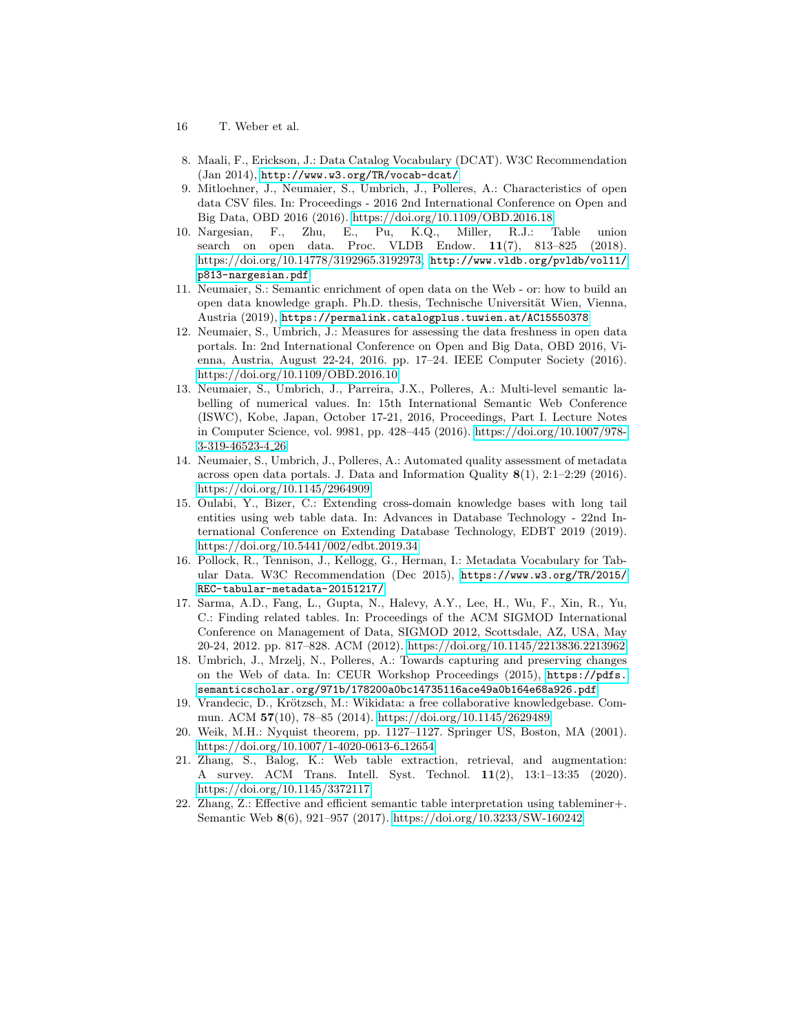8. Maali, F., Erickson, J.: Data Catalog Vocabulary (DCAT). W3C Recommendation (Jan 2014), http://www.w3.org/TR/vocab-dcat/
9. Mitloehner, J., Neumaier, S., Umbrich, J., Polleres, A.: Characteristics of open data CSV files. In: Proceedings - 2016 2nd International Conference on Open and Big Data, OBD 2016 (2016). https://doi.org/10.1109/OBD.2016.18
10. Nargesian, F., Zhu, E., Pu, K.Q., Miller, R.J.: Table union search on open data. Proc. VLDB Endow. **11**(7), 813–825 (2018). https://doi.org/10.14778/3192965.3192973, http://www.vldb.org/pvldb/vol11/p813-nargesian.pdf
11. Neumaier, S.: Semantic enrichment of open data on the Web - or: how to build an open data knowledge graph. Ph.D. thesis, Technische Universität Wien, Vienna, Austria (2019), https://permalink.catalogplus.tuwien.at/AC15550378
12. Neumaier, S., Umbrich, J.: Measures for assessing the data freshness in open data portals. In: 2nd International Conference on Open and Big Data, OBD 2016, Vienna, Austria, August 22-24, 2016. pp. 17–24. IEEE Computer Society (2016). https://doi.org/10.1109/OBD.2016.10
13. Neumaier, S., Umbrich, J., Parreira, J.X., Polleres, A.: Multi-level semantic labelling of numerical values. In: 15th International Semantic Web Conference (ISWC), Kobe, Japan, October 17-21, 2016, Proceedings, Part I. Lecture Notes in Computer Science, vol. 9981, pp. 428–445 (2016). https://doi.org/10.1007/978-3-319-46523-4_26
14. Neumaier, S., Umbrich, J., Polleres, A.: Automated quality assessment of metadata across open data portals. J. Data and Information Quality **8**(1), 2:1–2:29 (2016). https://doi.org/10.1145/2964909
15. Oulabi, Y., Bizer, C.: Extending cross-domain knowledge bases with long tail entities using web table data. In: Advances in Database Technology - 22nd International Conference on Extending Database Technology, EDBT 2019 (2019). https://doi.org/10.5441/002/edbt.2019.34
16. Pollock, R., Tennison, J., Kellogg, G., Herman, I.: Metadata Vocabulary for Tabular Data. W3C Recommendation (Dec 2015), https://www.w3.org/TR/2015/REC-tabular-metadata-20151217/
17. Sarma, A.D., Fang, L., Gupta, N., Halevy, A.Y., Lee, H., Wu, F., Xin, R., Yu, C.: Finding related tables. In: Proceedings of the ACM SIGMOD International Conference on Management of Data, SIGMOD 2012, Scottsdale, AZ, USA, May 20-24, 2012. pp. 817–828. ACM (2012). https://doi.org/10.1145/2213836.2213962
18. Umbrich, J., Mrzelj, N., Polleres, A.: Towards capturing and preserving changes on the Web of data. In: CEUR Workshop Proceedings (2015), https://pdfs.semanticscholar.org/971b/178200a0bc14735116ace49a0b164e68a926.pdf
19. Vrandecic, D., Krötzsch, M.: Wikidata: a free collaborative knowledgebase. Commun. ACM **57**(10), 78–85 (2014). https://doi.org/10.1145/2629489
20. Weik, M.H.: Nyquist theorem, pp. 1127–1127. Springer US, Boston, MA (2001). https://doi.org/10.1007/1-4020-0613-6_12654
21. Zhang, S., Balog, K.: Web table extraction, retrieval, and augmentation: A survey. ACM Trans. Intell. Syst. Technol. **11**(2), 13:1–13:35 (2020). https://doi.org/10.1145/3372117
22. Zhang, Z.: Effective and efficient semantic table interpretation using tableminer+. Semantic Web **8**(6), 921–957 (2017). https://doi.org/10.3233/SW-160242